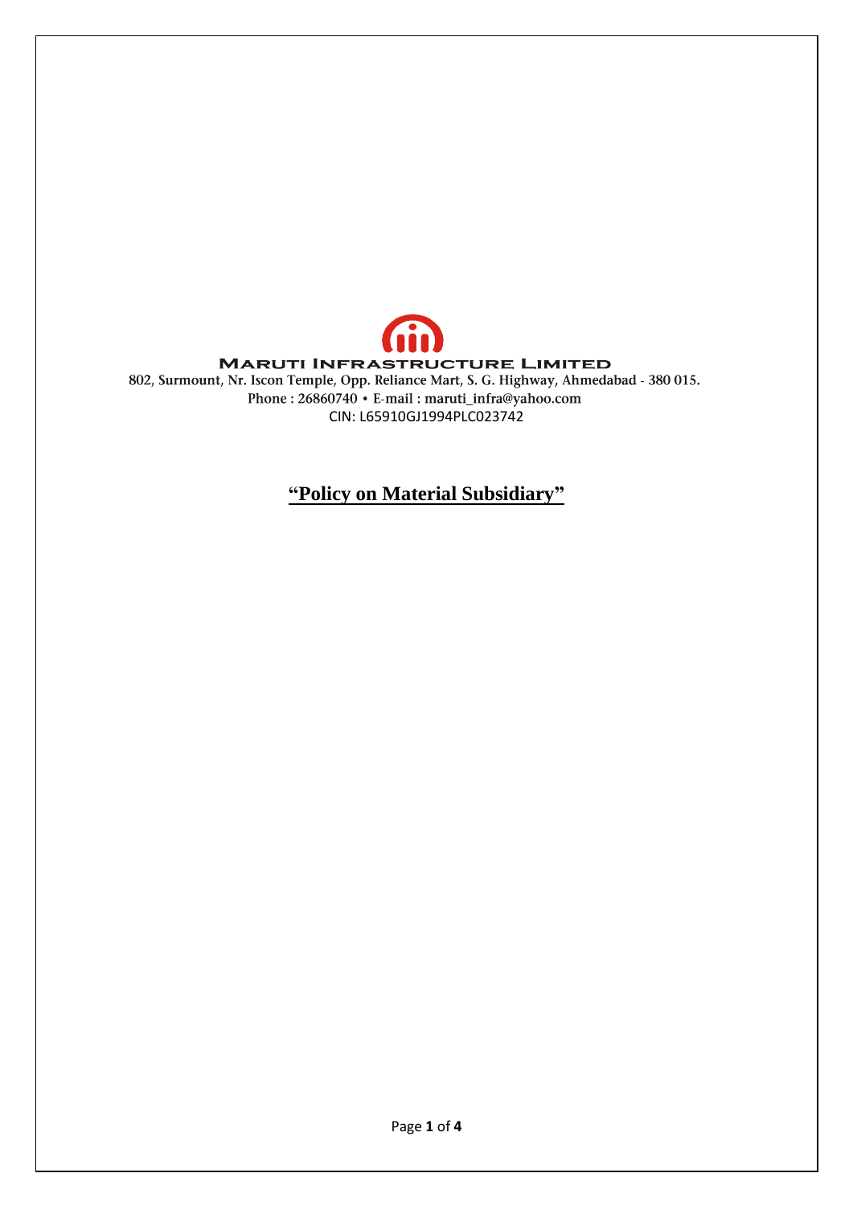**MARUTI INFRASTRUCTURE LIMITED**

802, Surmount, Nr. Iscon Temple, Opp. Reliance Mart, S. G. Highway, Ahmedabad - 380 015.

Phone : 26860740 • E-mail : maruti_infra@yahoo.com

CIN: L65910GJ1994PLC023742

# "Policy on Material Subsidiary"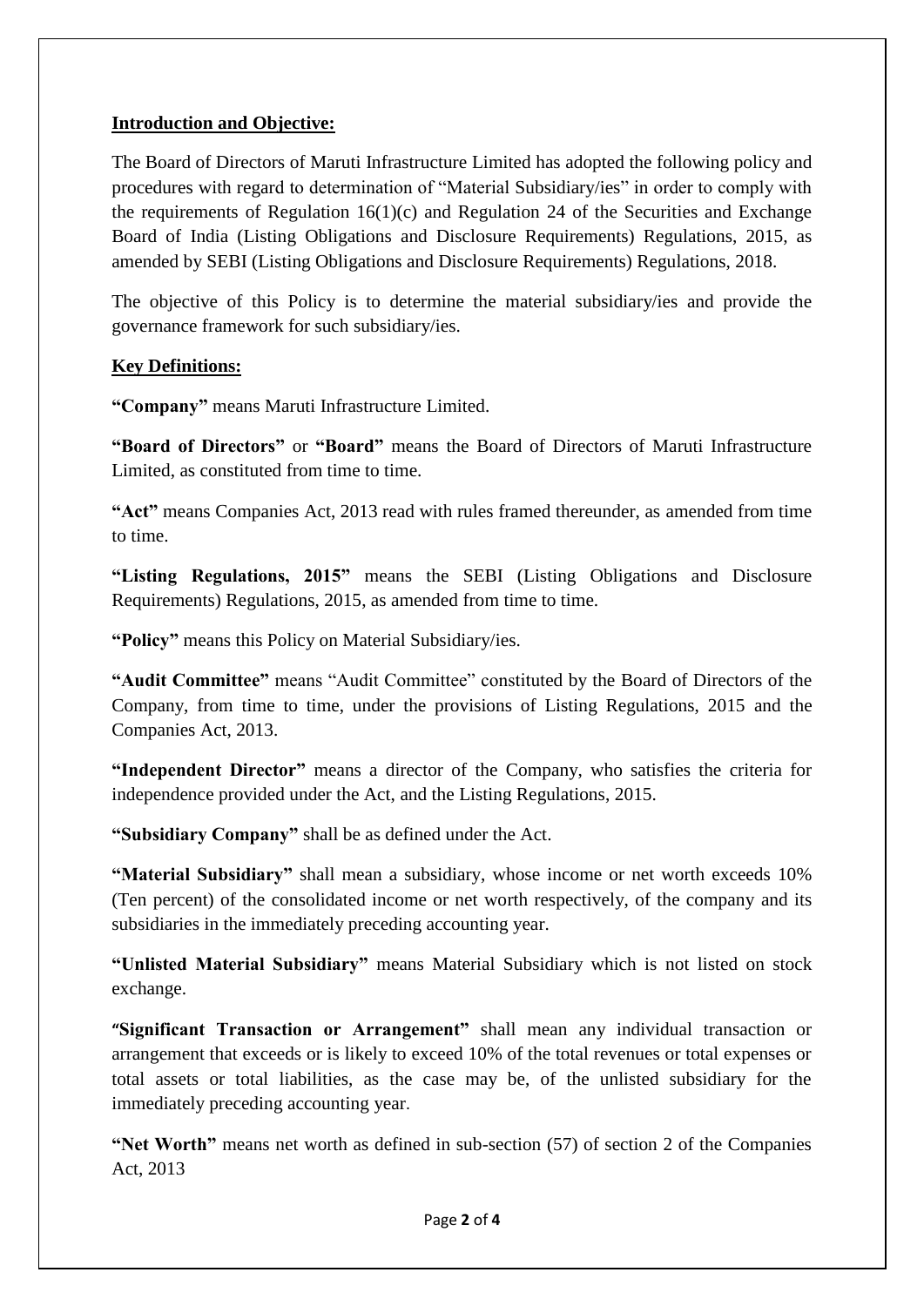**Introduction and Objective:**

The Board of Directors of Maruti Infrastructure Limited has adopted the following policy and procedures with regard to determination of "Material Subsidiary/ies" in order to comply with the requirements of Regulation 16(1)(c) and Regulation 24 of the Securities and Exchange Board of India (Listing Obligations and Disclosure Requirements) Regulations, 2015, as amended by SEBI (Listing Obligations and Disclosure Requirements) Regulations, 2018.

The objective of this Policy is to determine the material subsidiary/ies and provide the governance framework for such subsidiary/ies.

**Key Definitions:**

**"Company"** means Maruti Infrastructure Limited.

**"Board of Directors"** or **"Board"** means the Board of Directors of Maruti Infrastructure Limited, as constituted from time to time.

**"Act"** means Companies Act, 2013 read with rules framed thereunder, as amended from time to time.

**"Listing Regulations, 2015"** means the SEBI (Listing Obligations and Disclosure Requirements) Regulations, 2015, as amended from time to time.

**"Policy"** means this Policy on Material Subsidiary/ies.

**"Audit Committee"** means "Audit Committee" constituted by the Board of Directors of the Company, from time to time, under the provisions of Listing Regulations, 2015 and the Companies Act, 2013.

**"Independent Director"** means a director of the Company, who satisfies the criteria for independence provided under the Act, and the Listing Regulations, 2015.

**"Subsidiary Company"** shall be as defined under the Act.

**"Material Subsidiary"** shall mean a subsidiary, whose income or net worth exceeds 10% (Ten percent) of the consolidated income or net worth respectively, of the company and its subsidiaries in the immediately preceding accounting year.

**"Unlisted Material Subsidiary"** means Material Subsidiary which is not listed on stock exchange.

**"Significant Transaction or Arrangement"** shall mean any individual transaction or arrangement that exceeds or is likely to exceed 10% of the total revenues or total expenses or total assets or total liabilities, as the case may be, of the unlisted subsidiary for the immediately preceding accounting year.

**"Net Worth"** means net worth as defined in sub-section (57) of section 2 of the Companies Act, 2013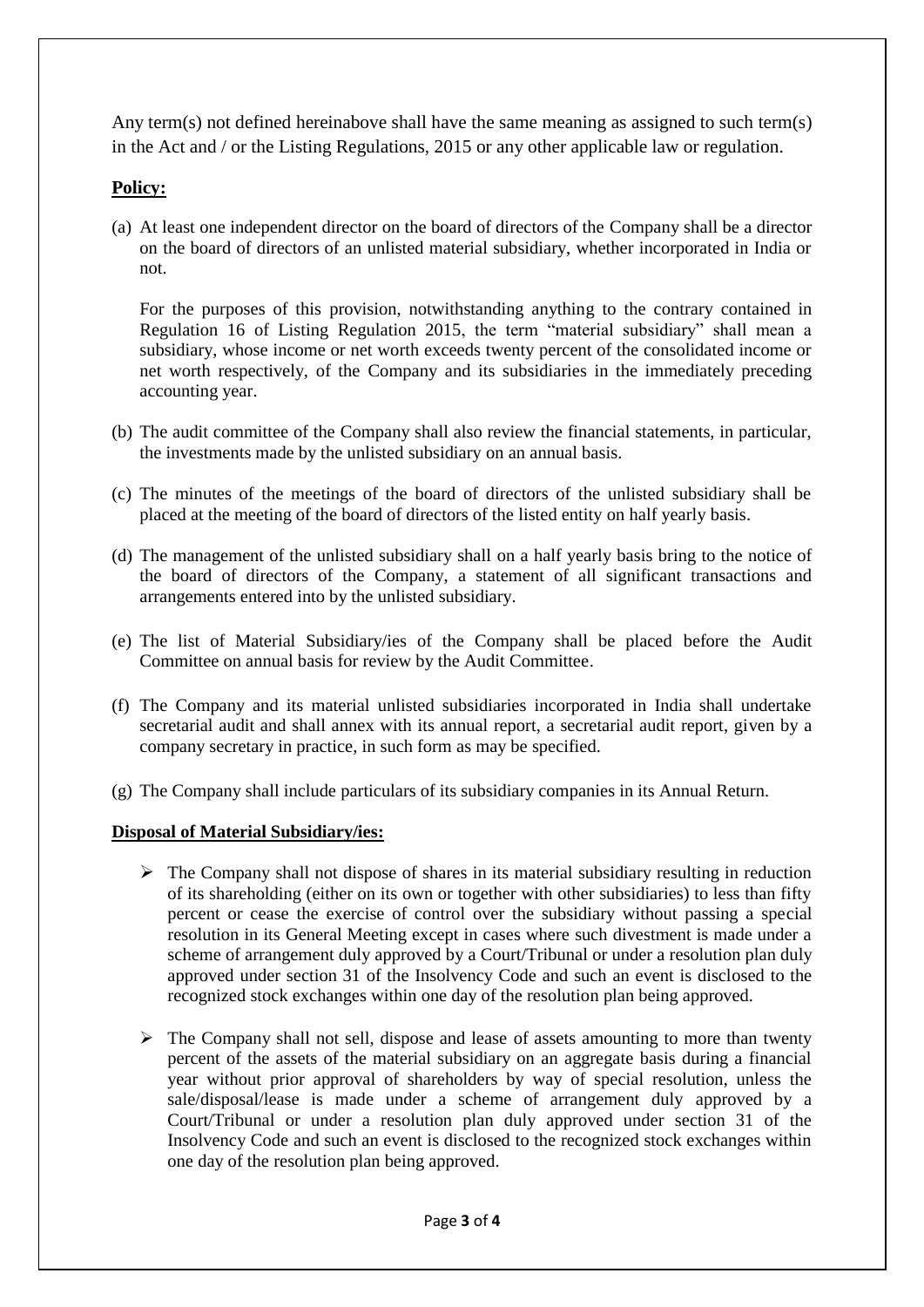Any term(s) not defined hereinabove shall have the same meaning as assigned to such term(s) in the Act and / or the Listing Regulations, 2015 or any other applicable law or regulation.

**Policy:**

(a) At least one independent director on the board of directors of the Company shall be a director on the board of directors of an unlisted material subsidiary, whether incorporated in India or not.

For the purposes of this provision, notwithstanding anything to the contrary contained in Regulation 16 of Listing Regulation 2015, the term "material subsidiary" shall mean a subsidiary, whose income or net worth exceeds twenty percent of the consolidated income or net worth respectively, of the Company and its subsidiaries in the immediately preceding accounting year.

(b) The audit committee of the Company shall also review the financial statements, in particular, the investments made by the unlisted subsidiary on an annual basis.

(c) The minutes of the meetings of the board of directors of the unlisted subsidiary shall be placed at the meeting of the board of directors of the listed entity on half yearly basis.

(d) The management of the unlisted subsidiary shall on a half yearly basis bring to the notice of the board of directors of the Company, a statement of all significant transactions and arrangements entered into by the unlisted subsidiary.

(e) The list of Material Subsidiary/ies of the Company shall be placed before the Audit Committee on annual basis for review by the Audit Committee.

(f) The Company and its material unlisted subsidiaries incorporated in India shall undertake secretarial audit and shall annex with its annual report, a secretarial audit report, given by a company secretary in practice, in such form as may be specified.

(g) The Company shall include particulars of its subsidiary companies in its Annual Return.

**Disposal of Material Subsidiary/ies:**

- The Company shall not dispose of shares in its material subsidiary resulting in reduction of its shareholding (either on its own or together with other subsidiaries) to less than fifty percent or cease the exercise of control over the subsidiary without passing a special resolution in its General Meeting except in cases where such divestment is made under a scheme of arrangement duly approved by a Court/Tribunal or under a resolution plan duly approved under section 31 of the Insolvency Code and such an event is disclosed to the recognized stock exchanges within one day of the resolution plan being approved.

- The Company shall not sell, dispose and lease of assets amounting to more than twenty percent of the assets of the material subsidiary on an aggregate basis during a financial year without prior approval of shareholders by way of special resolution, unless the sale/disposal/lease is made under a scheme of arrangement duly approved by a Court/Tribunal or under a resolution plan duly approved under section 31 of the Insolvency Code and such an event is disclosed to the recognized stock exchanges within one day of the resolution plan being approved.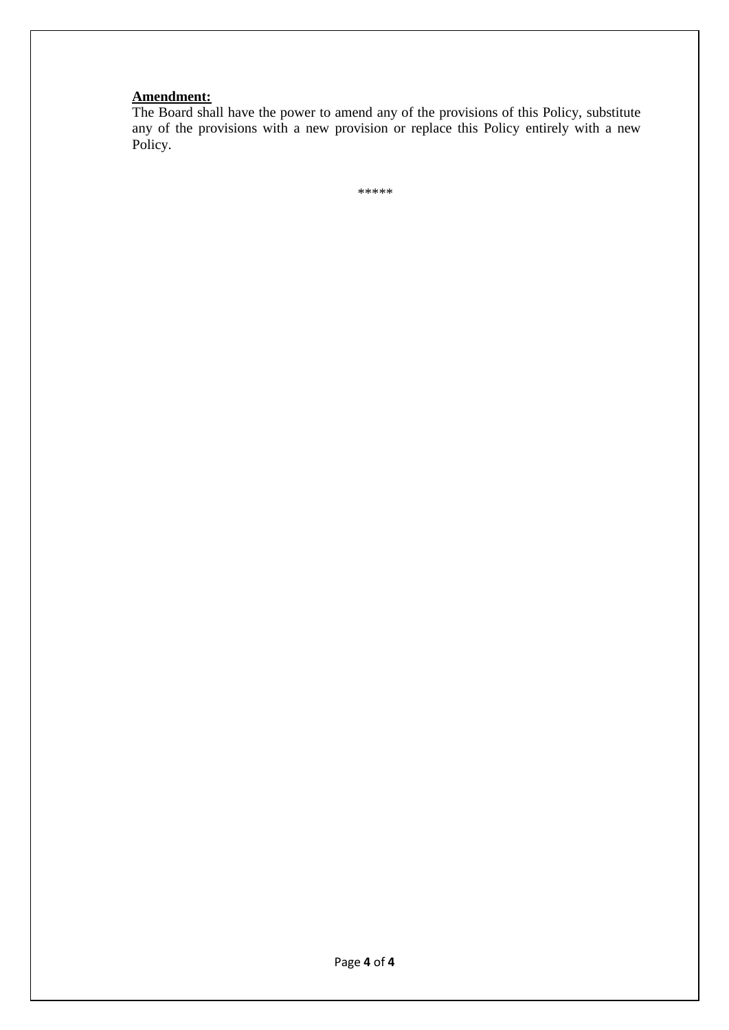**<u>Amendment:</u>**

The Board shall have the power to amend any of the provisions of this Policy, substitute any of the provisions with a new provision or replace this Policy entirely with a new Policy.

*****